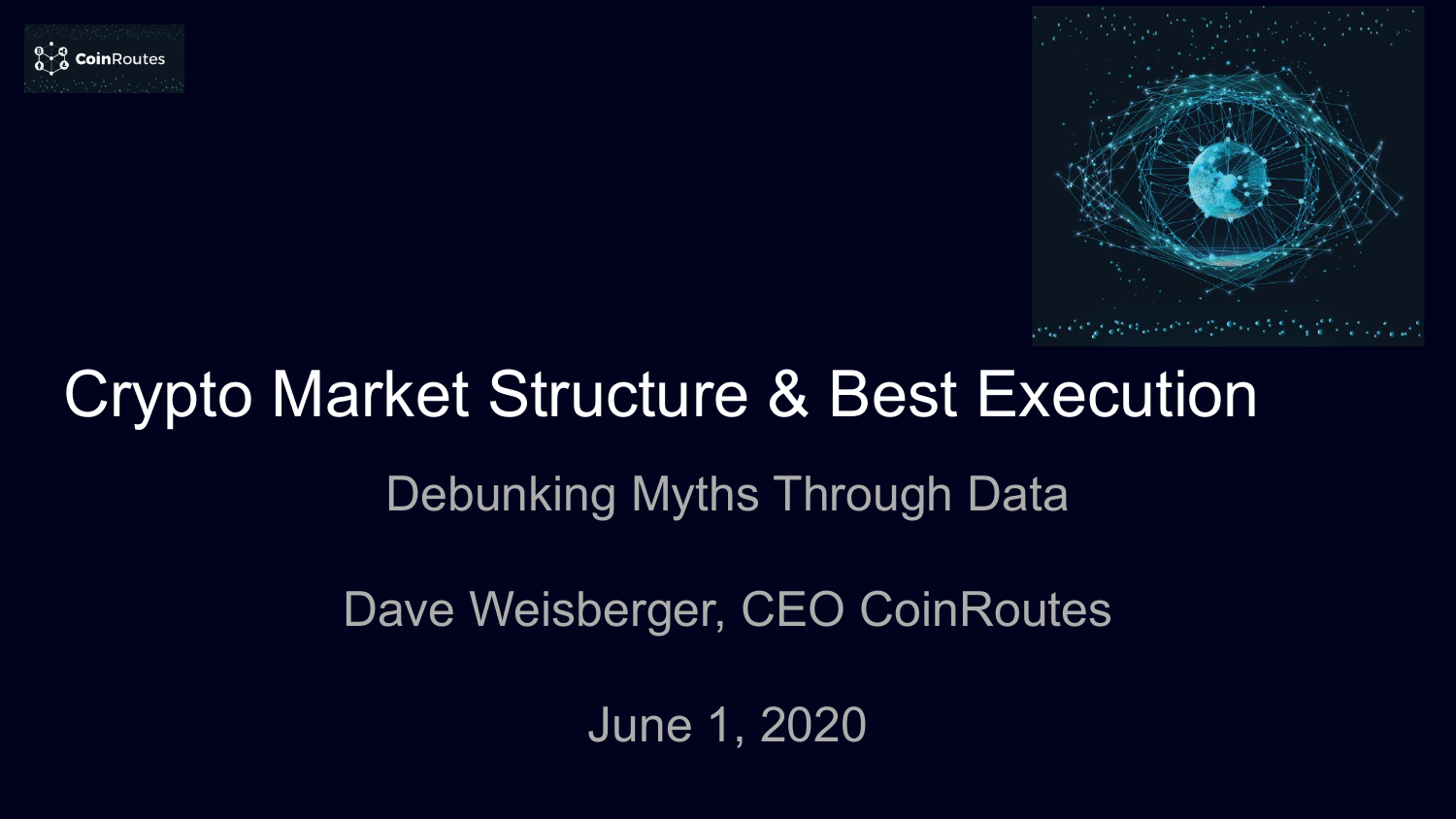CoinRoutes

# Crypto Market Structure & Best Execution

## Debunking Myths Through Data

Dave Weisberger, CEO CoinRoutes

June 1, 2020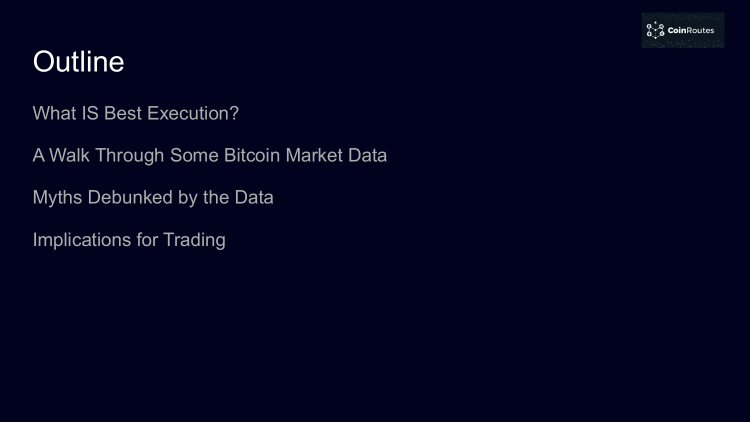# Outline

What IS Best Execution?

A Walk Through Some Bitcoin Market Data

Myths Debunked by the Data

Implications for Trading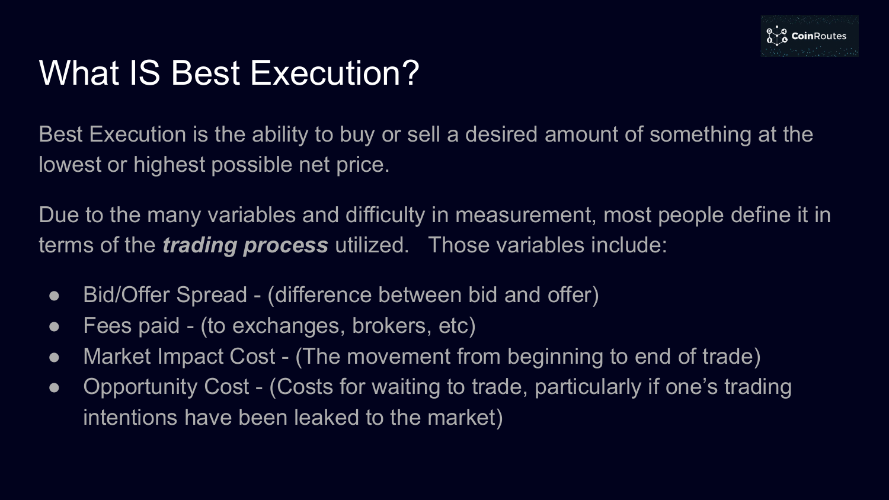# What IS Best Execution?

Best Execution is the ability to buy or sell a desired amount of something at the lowest or highest possible net price.

Due to the many variables and difficulty in measurement, most people define it in terms of the ***trading process*** utilized. Those variables include:

- Bid/Offer Spread - (difference between bid and offer)
- Fees paid - (to exchanges, brokers, etc)
- Market Impact Cost - (The movement from beginning to end of trade)
- Opportunity Cost - (Costs for waiting to trade, particularly if one's trading intentions have been leaked to the market)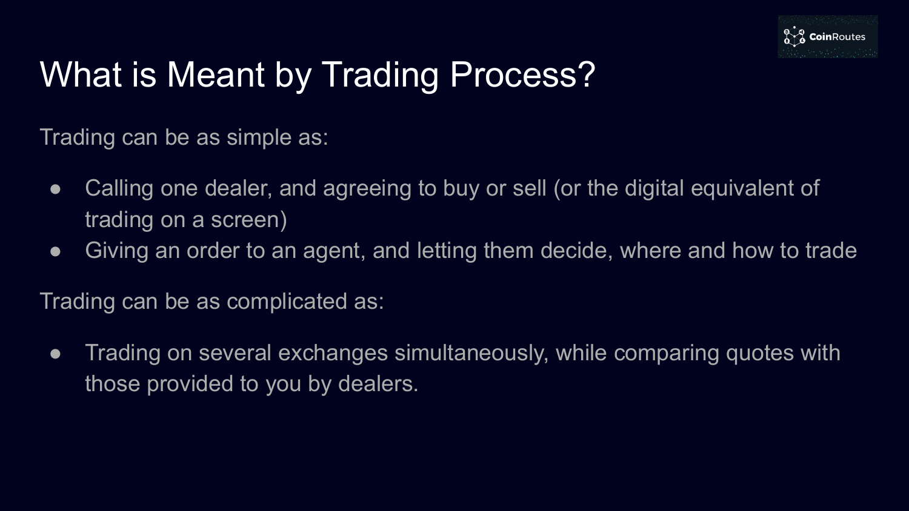# What is Meant by Trading Process?

Trading can be as simple as:

- Calling one dealer, and agreeing to buy or sell (or the digital equivalent of trading on a screen)
- Giving an order to an agent, and letting them decide, where and how to trade

Trading can be as complicated as:

- Trading on several exchanges simultaneously, while comparing quotes with those provided to you by dealers.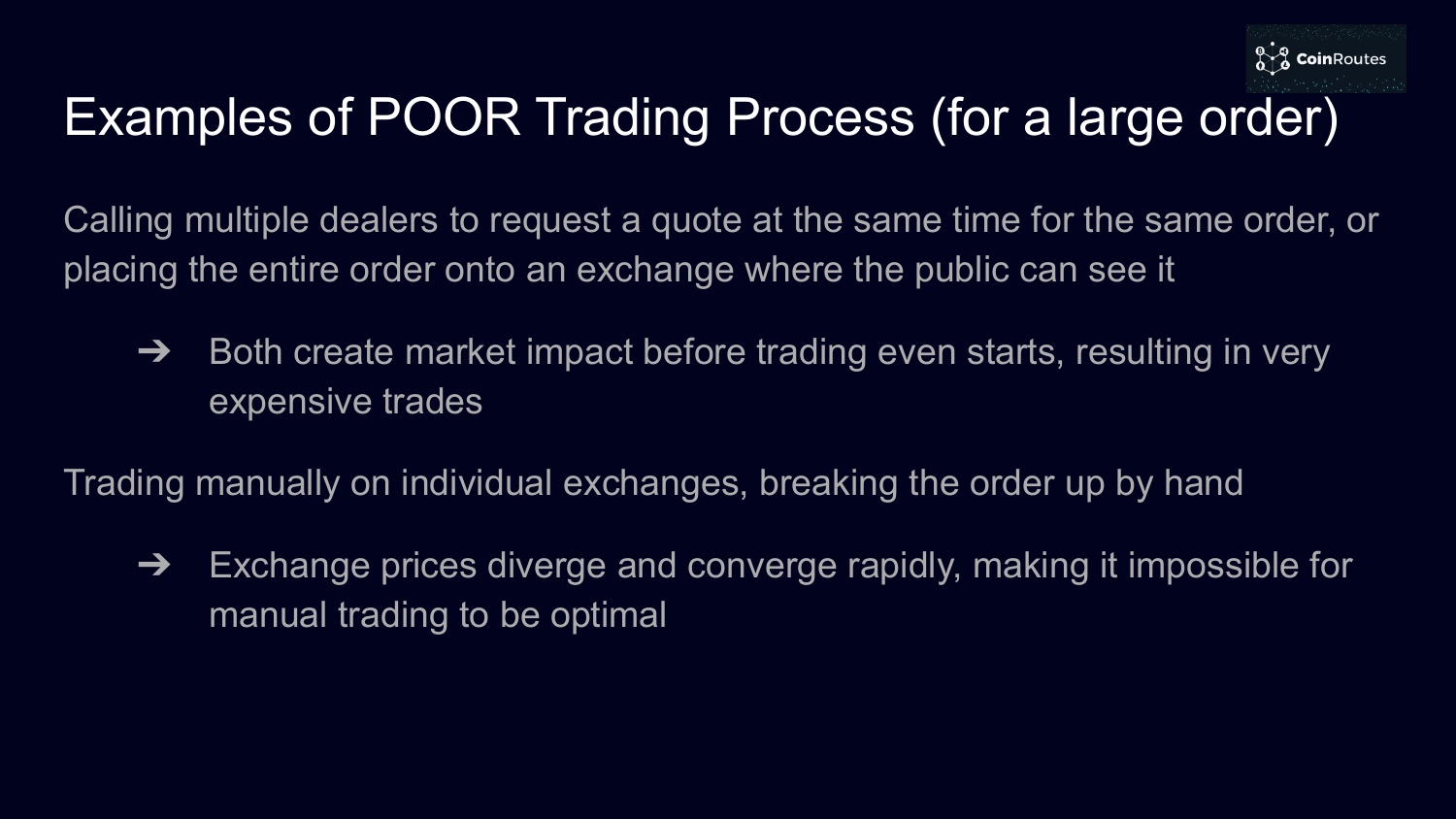# Examples of POOR Trading Process (for a large order)

Calling multiple dealers to request a quote at the same time for the same order, or placing the entire order onto an exchange where the public can see it

- ➔ Both create market impact before trading even starts, resulting in very expensive trades

Trading manually on individual exchanges, breaking the order up by hand

- ➔ Exchange prices diverge and converge rapidly, making it impossible for manual trading to be optimal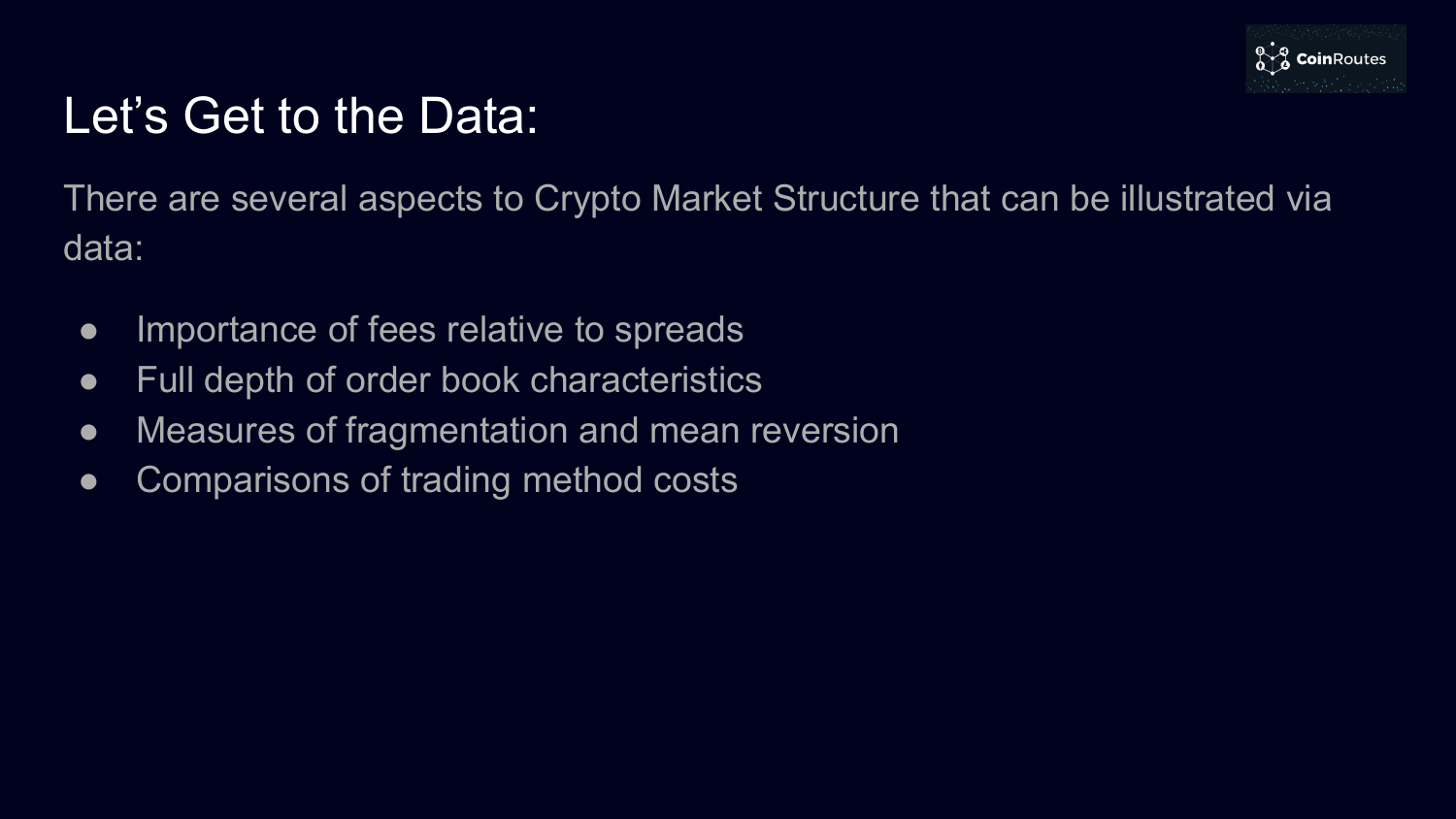# Let's Get to the Data:

There are several aspects to Crypto Market Structure that can be illustrated via data:

- Importance of fees relative to spreads
- Full depth of order book characteristics
- Measures of fragmentation and mean reversion
- Comparisons of trading method costs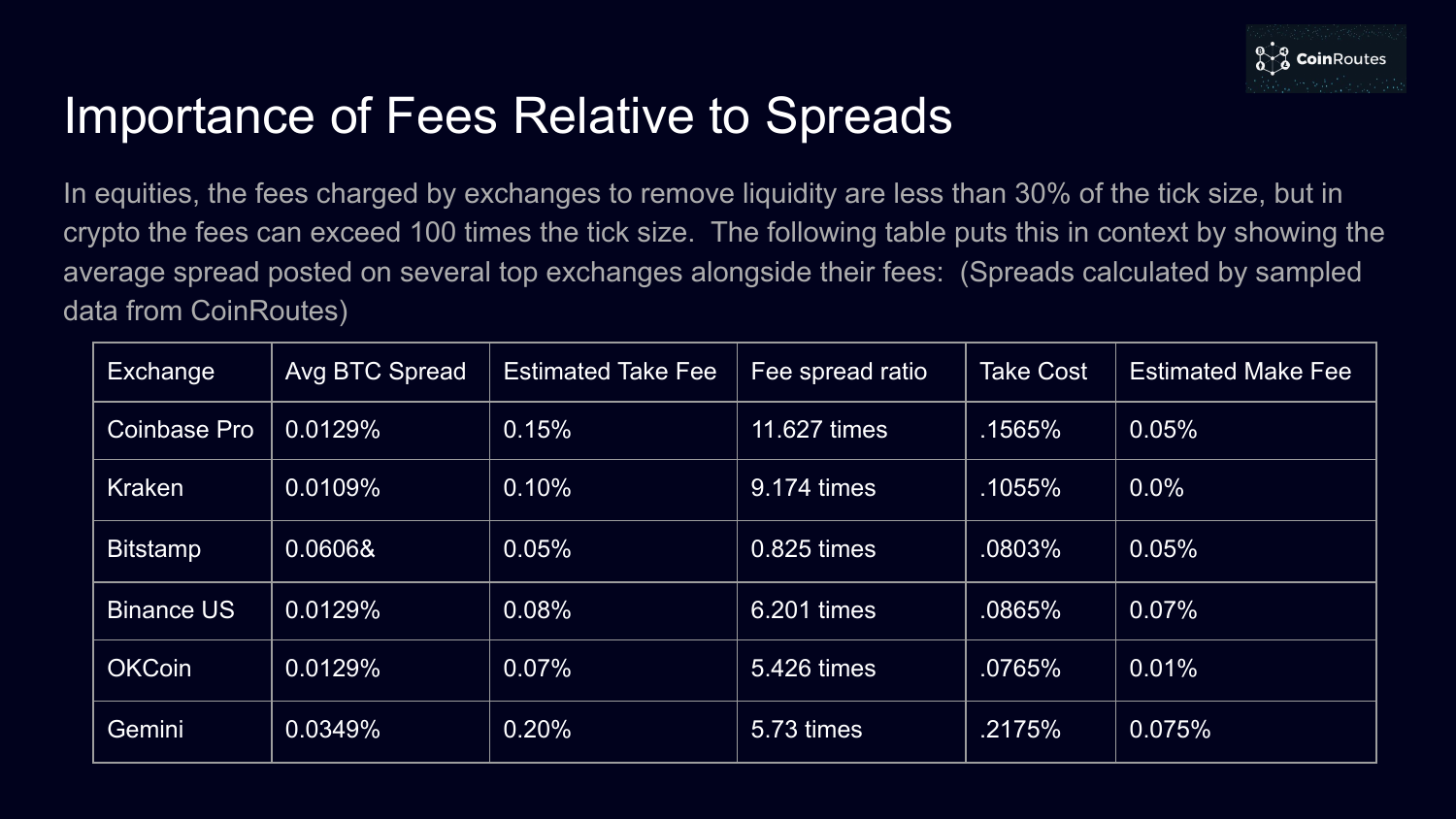# Importance of Fees Relative to Spreads

In equities, the fees charged by exchanges to remove liquidity are less than 30% of the tick size, but in crypto the fees can exceed 100 times the tick size. The following table puts this in context by showing the average spread posted on several top exchanges alongside their fees: (Spreads calculated by sampled data from CoinRoutes)

| Exchange | Avg BTC Spread | Estimated Take Fee | Fee spread ratio | Take Cost | Estimated Make Fee |
|---|---|---|---|---|---|
| Coinbase Pro | 0.0129% | 0.15% | 11.627 times | .1565% | 0.05% |
| Kraken | 0.0109% | 0.10% | 9.174 times | .1055% | 0.0% |
| Bitstamp | 0.0606& | 0.05% | 0.825 times | .0803% | 0.05% |
| Binance US | 0.0129% | 0.08% | 6.201 times | .0865% | 0.07% |
| OKCoin | 0.0129% | 0.07% | 5.426 times | .0765% | 0.01% |
| Gemini | 0.0349% | 0.20% | 5.73 times | .2175% | 0.075% |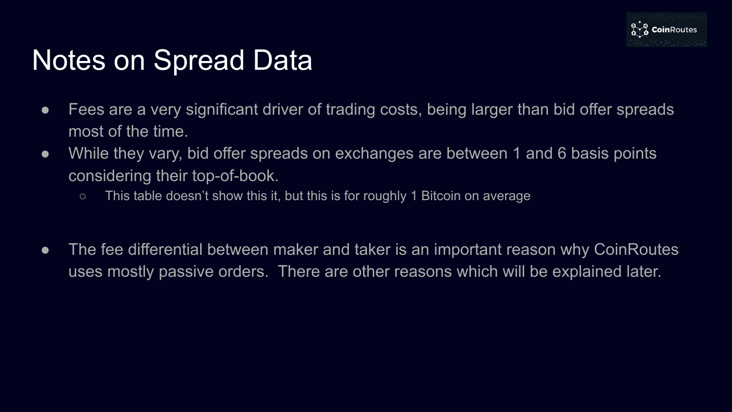# Notes on Spread Data

- Fees are a very significant driver of trading costs, being larger than bid offer spreads most of the time.
- While they vary, bid offer spreads on exchanges are between 1 and 6 basis points considering their top-of-book.
  - This table doesn't show this it, but this is for roughly 1 Bitcoin on average

- The fee differential between maker and taker is an important reason why CoinRoutes uses mostly passive orders. There are other reasons which will be explained later.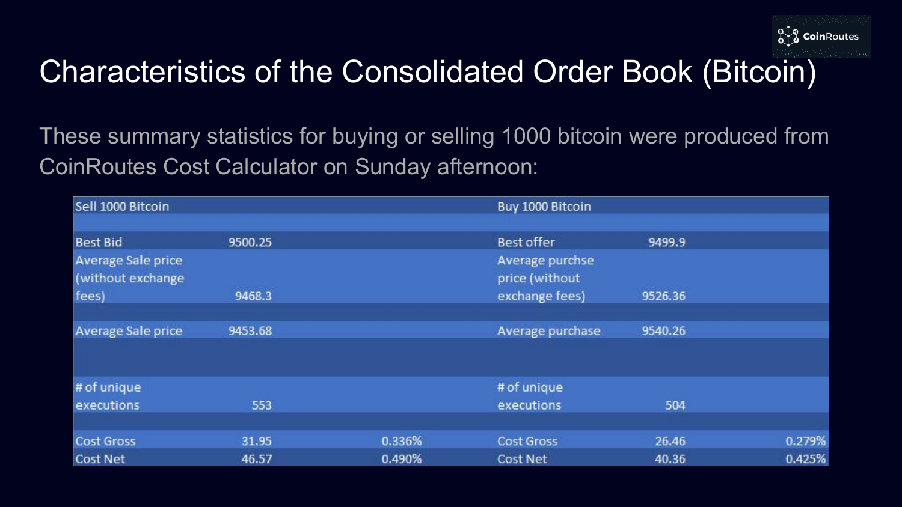# Characteristics of the Consolidated Order Book (Bitcoin)

These summary statistics for buying or selling 1000 bitcoin were produced from CoinRoutes Cost Calculator on Sunday afternoon:

| Sell 1000 Bitcoin | | | Buy 1000 Bitcoin | | |
|---|---|---|---|---|---|
| | | | | | |
| Best Bid | 9500.25 | | Best offer | 9499.9 | |
| Average Sale price (without exchange fees) | 9468.3 | | Average purchse price (without exchange fees) | 9526.36 | |
| | | | | | |
| Average Sale price | 9453.68 | | Average purchase | 9540.26 | |
| | | | | | |
| # of unique executions | 553 | | # of unique executions | 504 | |
| | | | | | |
| Cost Gross | 31.95 | 0.336% | Cost Gross | 26.46 | 0.279% |
| Cost Net | 46.57 | 0.490% | Cost Net | 40.36 | 0.425% |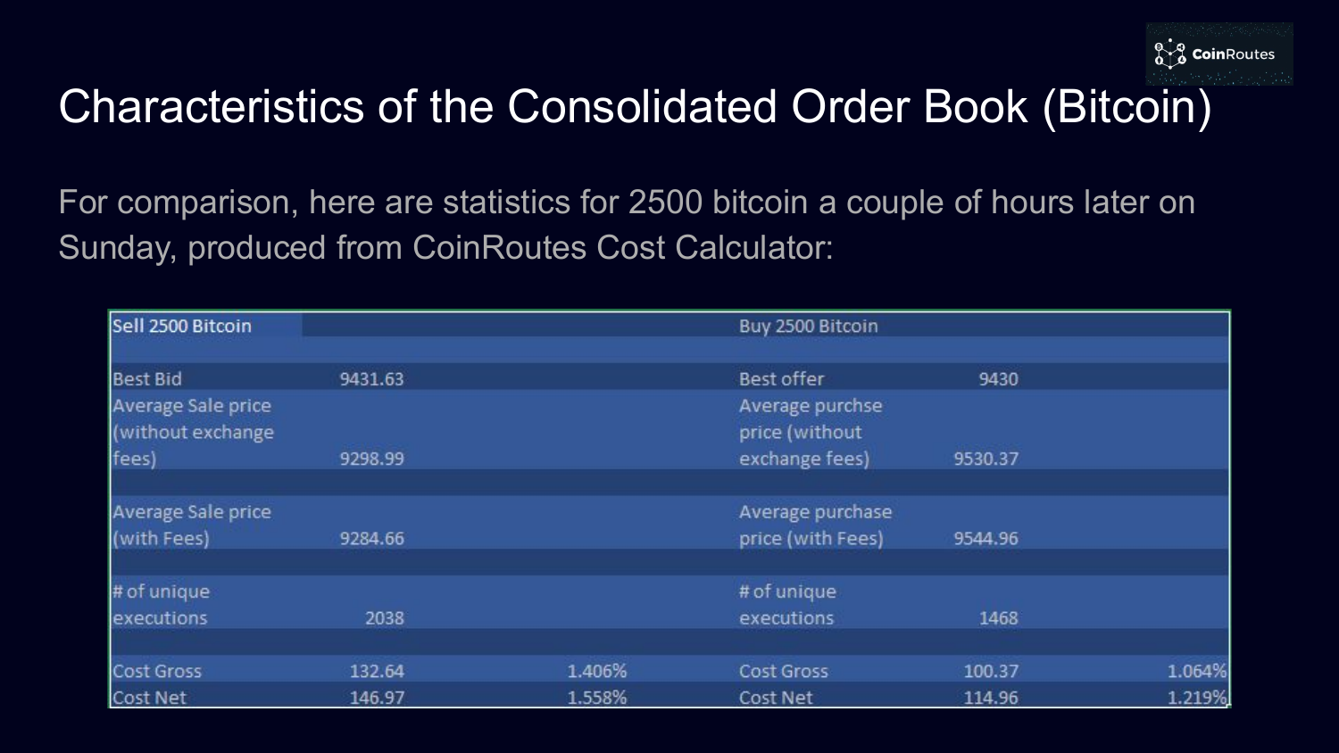# Characteristics of the Consolidated Order Book (Bitcoin)

For comparison, here are statistics for 2500 bitcoin a couple of hours later on Sunday, produced from CoinRoutes Cost Calculator:

| Sell 2500 Bitcoin | | | Buy 2500 Bitcoin | | |
|---|---|---|---|---|---|
| Best Bid | 9431.63 | | Best offer | 9430 | |
| Average Sale price (without exchange fees) | 9298.99 | | Average purchse price (without exchange fees) | 9530.37 | |
| Average Sale price (with Fees) | 9284.66 | | Average purchase price (with Fees) | 9544.96 | |
| # of unique executions | 2038 | | # of unique executions | 1468 | |
| Cost Gross | 132.64 | 1.406% | Cost Gross | 100.37 | 1.064% |
| Cost Net | 146.97 | 1.558% | Cost Net | 114.96 | 1.219% |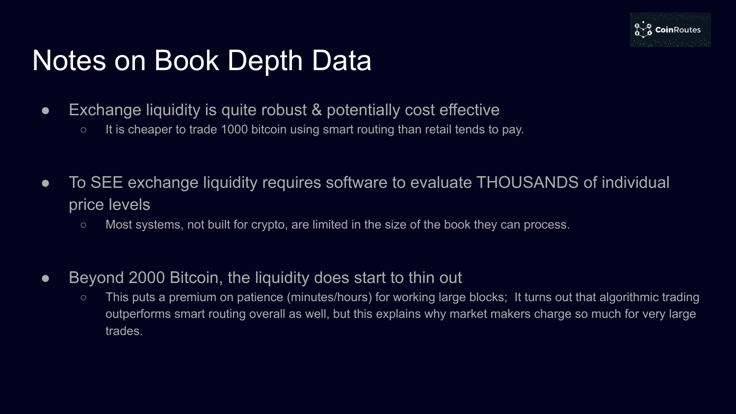# Notes on Book Depth Data

- Exchange liquidity is quite robust & potentially cost effective
  - It is cheaper to trade 1000 bitcoin using smart routing than retail tends to pay.

- To SEE exchange liquidity requires software to evaluate THOUSANDS of individual price levels
  - Most systems, not built for crypto, are limited in the size of the book they can process.

- Beyond 2000 Bitcoin, the liquidity does start to thin out
  - This puts a premium on patience (minutes/hours) for working large blocks; It turns out that algorithmic trading outperforms smart routing overall as well, but this explains why market makers charge so much for very large trades.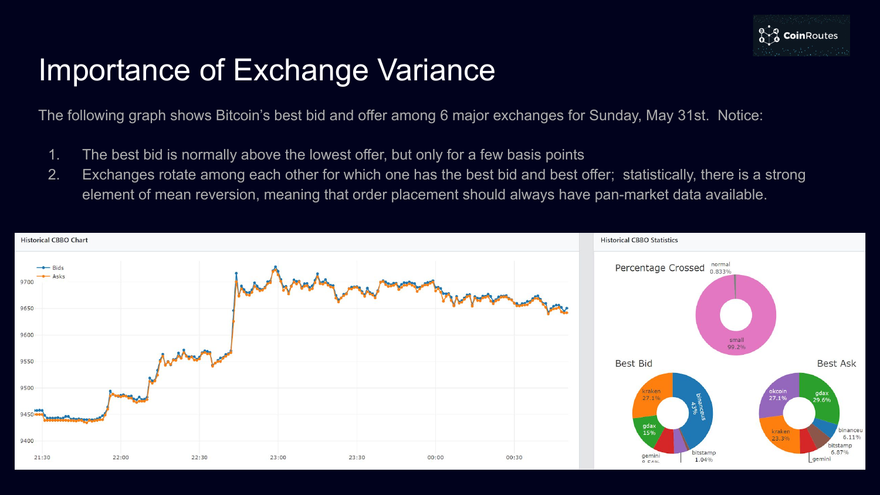# Importance of Exchange Variance

The following graph shows Bitcoin's best bid and offer among 6 major exchanges for Sunday, May 31st. Notice:

1. The best bid is normally above the lowest offer, but only for a few basis points
2. Exchanges rotate among each other for which one has the best bid and best offer; statistically, there is a strong element of mean reversion, meaning that order placement should always have pan-market data available.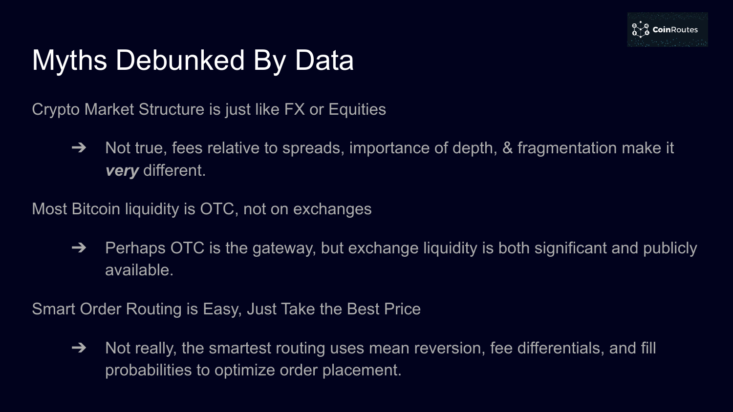# Myths Debunked By Data

Crypto Market Structure is just like FX or Equities

- ➔ Not true, fees relative to spreads, importance of depth, & fragmentation make it ***very*** different.

Most Bitcoin liquidity is OTC, not on exchanges

- ➔ Perhaps OTC is the gateway, but exchange liquidity is both significant and publicly available.

Smart Order Routing is Easy, Just Take the Best Price

- ➔ Not really, the smartest routing uses mean reversion, fee differentials, and fill probabilities to optimize order placement.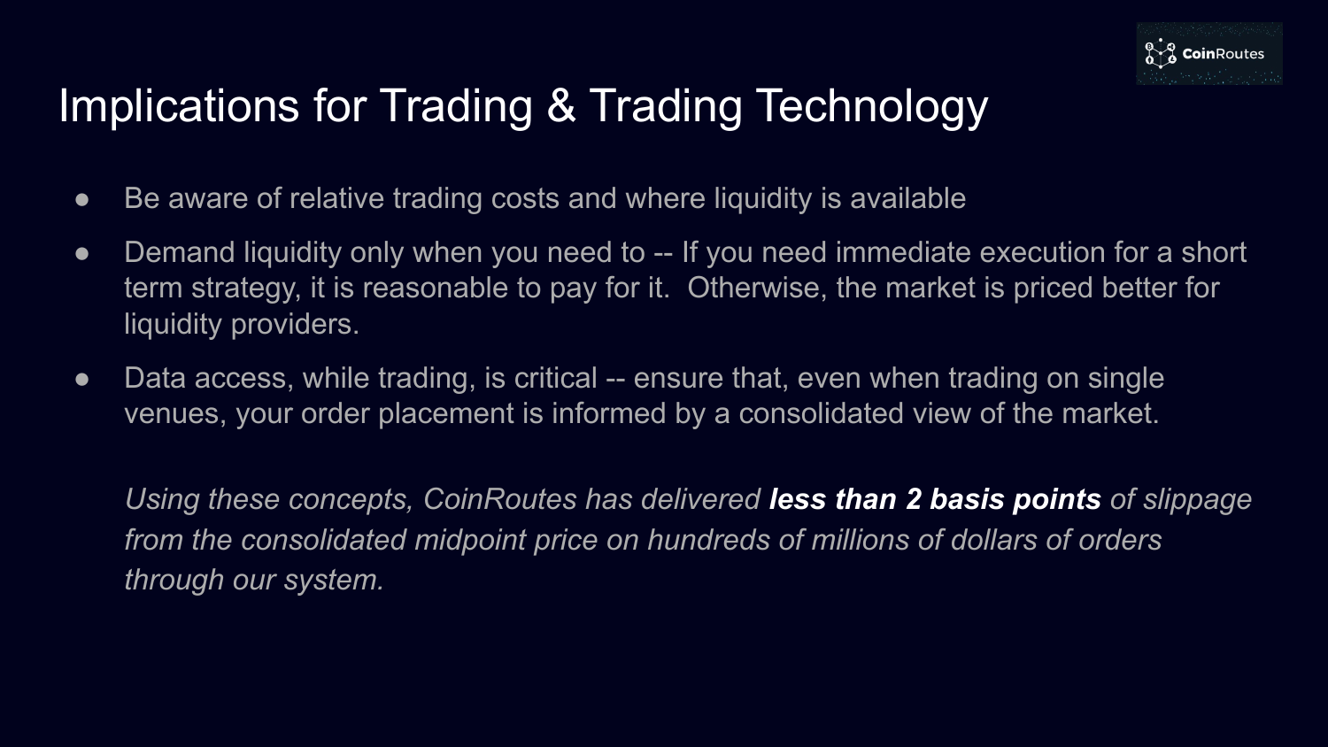# Implications for Trading & Trading Technology

- Be aware of relative trading costs and where liquidity is available
- Demand liquidity only when you need to -- If you need immediate execution for a short term strategy, it is reasonable to pay for it. Otherwise, the market is priced better for liquidity providers.
- Data access, while trading, is critical -- ensure that, even when trading on single venues, your order placement is informed by a consolidated view of the market.

*Using these concepts, CoinRoutes has delivered* ***less than 2 basis points*** *of slippage from the consolidated midpoint price on hundreds of millions of dollars of orders through our system.*